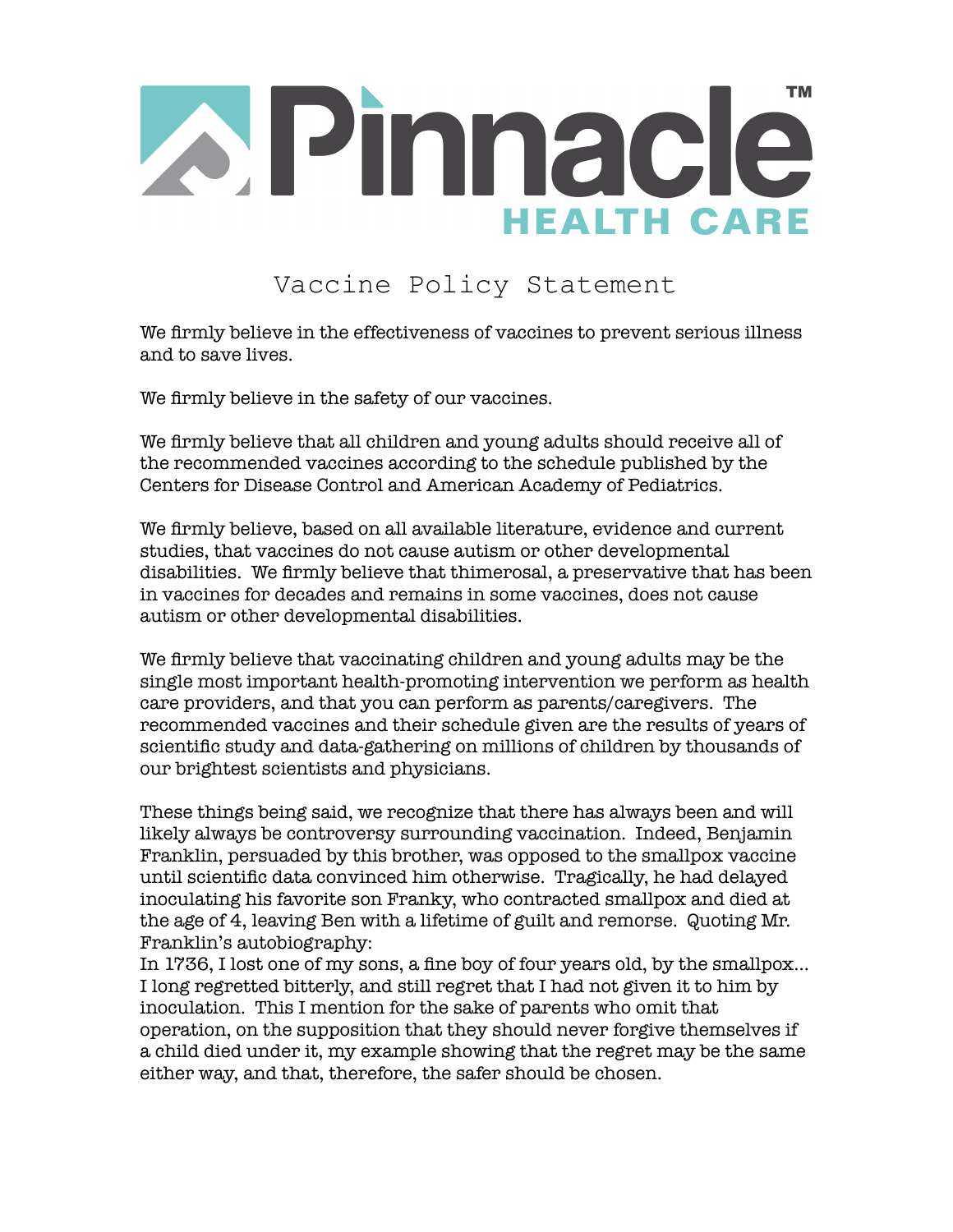# Pinnacle™ HEALTH CARE

## Vaccine Policy Statement

We firmly believe in the effectiveness of vaccines to prevent serious illness and to save lives.

We firmly believe in the safety of our vaccines.

We firmly believe that all children and young adults should receive all of the recommended vaccines according to the schedule published by the Centers for Disease Control and American Academy of Pediatrics.

We firmly believe, based on all available literature, evidence and current studies, that vaccines do not cause autism or other developmental disabilities. We firmly believe that thimerosal, a preservative that has been in vaccines for decades and remains in some vaccines, does not cause autism or other developmental disabilities.

We firmly believe that vaccinating children and young adults may be the single most important health-promoting intervention we perform as health care providers, and that you can perform as parents/caregivers. The recommended vaccines and their schedule given are the results of years of scientific study and data-gathering on millions of children by thousands of our brightest scientists and physicians.

These things being said, we recognize that there has always been and will likely always be controversy surrounding vaccination. Indeed, Benjamin Franklin, persuaded by this brother, was opposed to the smallpox vaccine until scientific data convinced him otherwise. Tragically, he had delayed inoculating his favorite son Franky, who contracted smallpox and died at the age of 4, leaving Ben with a lifetime of guilt and remorse. Quoting Mr. Franklin's autobiography:
In 1736, I lost one of my sons, a fine boy of four years old, by the smallpox… I long regretted bitterly, and still regret that I had not given it to him by inoculation. This I mention for the sake of parents who omit that operation, on the supposition that they should never forgive themselves if a child died under it, my example showing that the regret may be the same either way, and that, therefore, the safer should be chosen.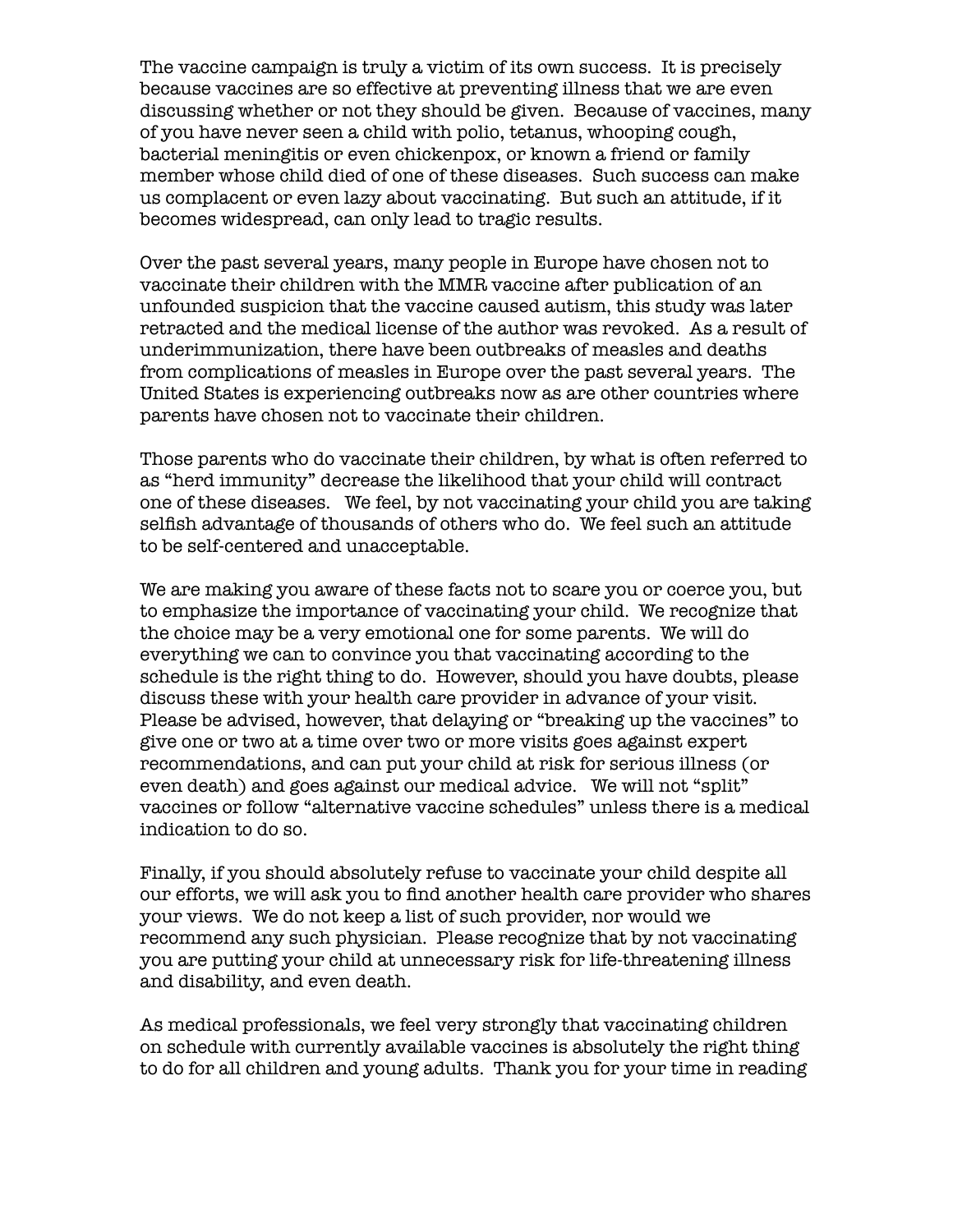The vaccine campaign is truly a victim of its own success. It is precisely because vaccines are so effective at preventing illness that we are even discussing whether or not they should be given. Because of vaccines, many of you have never seen a child with polio, tetanus, whooping cough, bacterial meningitis or even chickenpox, or known a friend or family member whose child died of one of these diseases. Such success can make us complacent or even lazy about vaccinating. But such an attitude, if it becomes widespread, can only lead to tragic results.

Over the past several years, many people in Europe have chosen not to vaccinate their children with the MMR vaccine after publication of an unfounded suspicion that the vaccine caused autism, this study was later retracted and the medical license of the author was revoked. As a result of underimmunization, there have been outbreaks of measles and deaths from complications of measles in Europe over the past several years. The United States is experiencing outbreaks now as are other countries where parents have chosen not to vaccinate their children.

Those parents who do vaccinate their children, by what is often referred to as "herd immunity" decrease the likelihood that your child will contract one of these diseases. We feel, by not vaccinating your child you are taking selfish advantage of thousands of others who do. We feel such an attitude to be self-centered and unacceptable.

We are making you aware of these facts not to scare you or coerce you, but to emphasize the importance of vaccinating your child. We recognize that the choice may be a very emotional one for some parents. We will do everything we can to convince you that vaccinating according to the schedule is the right thing to do. However, should you have doubts, please discuss these with your health care provider in advance of your visit. Please be advised, however, that delaying or "breaking up the vaccines" to give one or two at a time over two or more visits goes against expert recommendations, and can put your child at risk for serious illness (or even death) and goes against our medical advice. We will not "split" vaccines or follow "alternative vaccine schedules" unless there is a medical indication to do so.

Finally, if you should absolutely refuse to vaccinate your child despite all our efforts, we will ask you to find another health care provider who shares your views. We do not keep a list of such provider, nor would we recommend any such physician. Please recognize that by not vaccinating you are putting your child at unnecessary risk for life-threatening illness and disability, and even death.

As medical professionals, we feel very strongly that vaccinating children on schedule with currently available vaccines is absolutely the right thing to do for all children and young adults. Thank you for your time in reading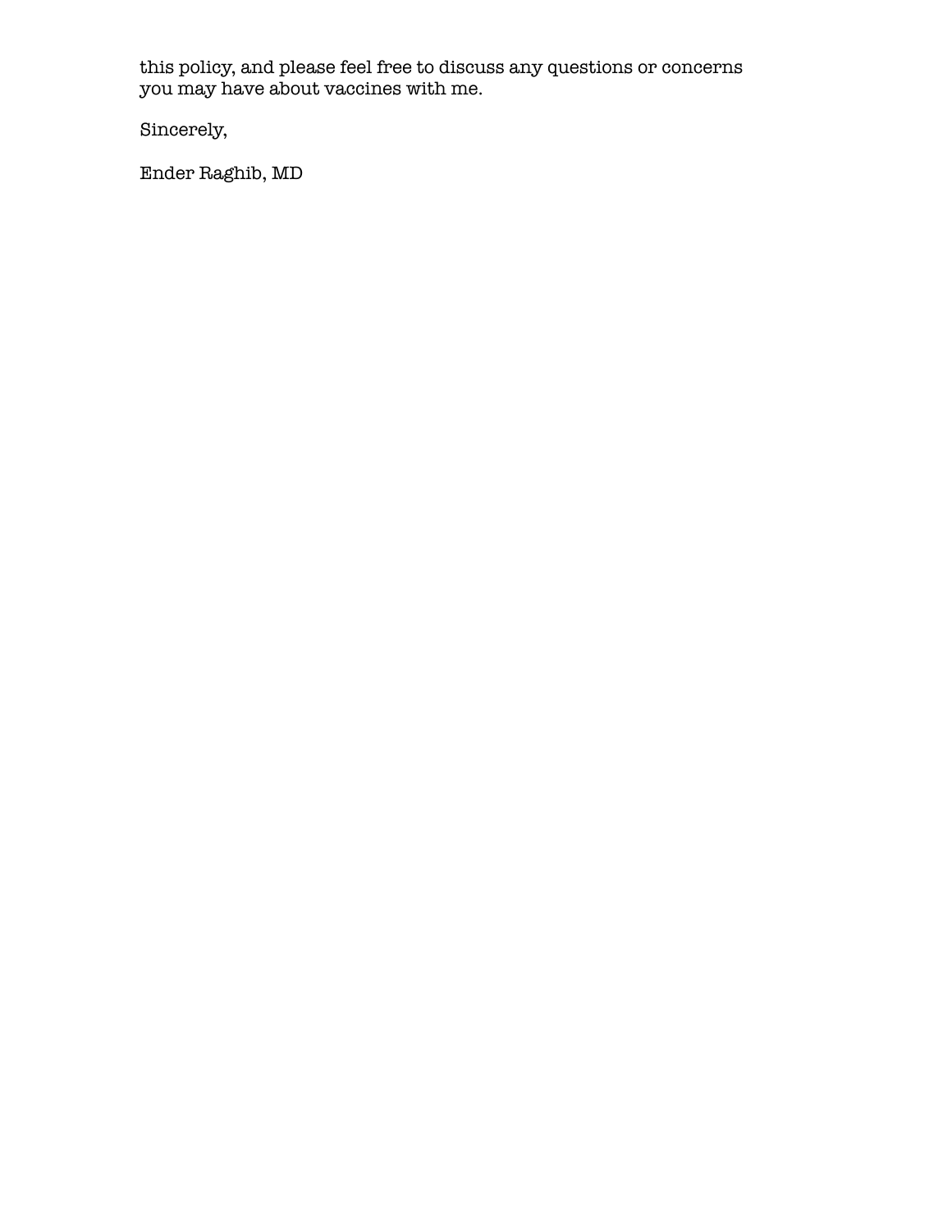this policy, and please feel free to discuss any questions or concerns you may have about vaccines with me.

Sincerely,

Ender Raghib, MD